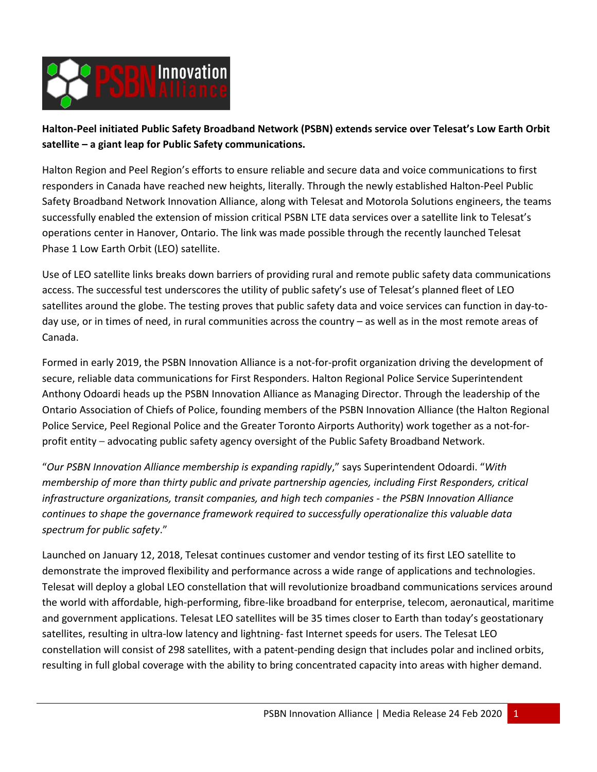**Halton-Peel initiated Public Safety Broadband Network (PSBN) extends service over Telesat's Low Earth Orbit satellite – a giant leap for Public Safety communications.**

Halton Region and Peel Region's efforts to ensure reliable and secure data and voice communications to first responders in Canada have reached new heights, literally. Through the newly established Halton-Peel Public Safety Broadband Network Innovation Alliance, along with Telesat and Motorola Solutions engineers, the teams successfully enabled the extension of mission critical PSBN LTE data services over a satellite link to Telesat's operations center in Hanover, Ontario. The link was made possible through the recently launched Telesat Phase 1 Low Earth Orbit (LEO) satellite.

Use of LEO satellite links breaks down barriers of providing rural and remote public safety data communications access. The successful test underscores the utility of public safety's use of Telesat's planned fleet of LEO satellites around the globe. The testing proves that public safety data and voice services can function in day-to-day use, or in times of need, in rural communities across the country – as well as in the most remote areas of Canada.

Formed in early 2019, the PSBN Innovation Alliance is a not-for-profit organization driving the development of secure, reliable data communications for First Responders. Halton Regional Police Service Superintendent Anthony Odoardi heads up the PSBN Innovation Alliance as Managing Director. Through the leadership of the Ontario Association of Chiefs of Police, founding members of the PSBN Innovation Alliance (the Halton Regional Police Service, Peel Regional Police and the Greater Toronto Airports Authority) work together as a not-for-profit entity – advocating public safety agency oversight of the Public Safety Broadband Network.

"*Our PSBN Innovation Alliance membership is expanding rapidly*," says Superintendent Odoardi. "*With membership of more than thirty public and private partnership agencies, including First Responders, critical infrastructure organizations, transit companies, and high tech companies - the PSBN Innovation Alliance continues to shape the governance framework required to successfully operationalize this valuable data spectrum for public safety*."

Launched on January 12, 2018, Telesat continues customer and vendor testing of its first LEO satellite to demonstrate the improved flexibility and performance across a wide range of applications and technologies. Telesat will deploy a global LEO constellation that will revolutionize broadband communications services around the world with affordable, high-performing, fibre-like broadband for enterprise, telecom, aeronautical, maritime and government applications. Telesat LEO satellites will be 35 times closer to Earth than today's geostationary satellites, resulting in ultra-low latency and lightning- fast Internet speeds for users. The Telesat LEO constellation will consist of 298 satellites, with a patent-pending design that includes polar and inclined orbits, resulting in full global coverage with the ability to bring concentrated capacity into areas with higher demand.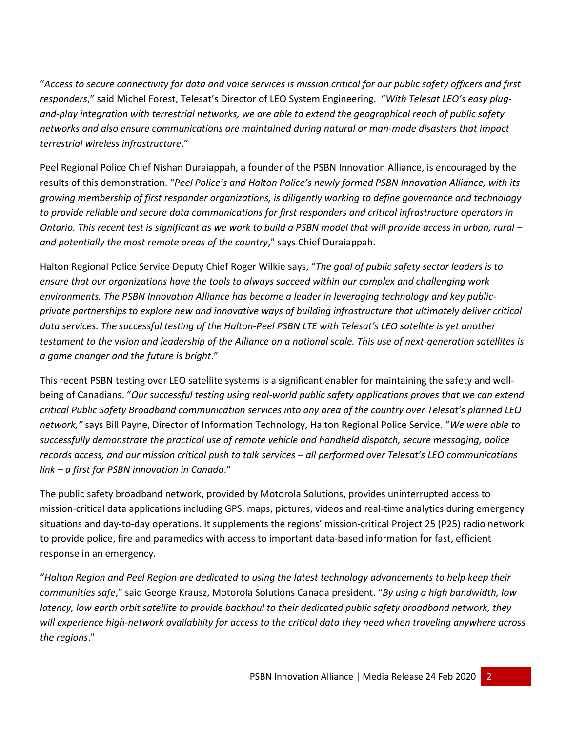"*Access to secure connectivity for data and voice services is mission critical for our public safety officers and first responders*," said Michel Forest, Telesat's Director of LEO System Engineering. "*With Telesat LEO's easy plug-and-play integration with terrestrial networks, we are able to extend the geographical reach of public safety networks and also ensure communications are maintained during natural or man-made disasters that impact terrestrial wireless infrastructure*."

Peel Regional Police Chief Nishan Duraiappah, a founder of the PSBN Innovation Alliance, is encouraged by the results of this demonstration. "*Peel Police's and Halton Police's newly formed PSBN Innovation Alliance, with its growing membership of first responder organizations, is diligently working to define governance and technology to provide reliable and secure data communications for first responders and critical infrastructure operators in Ontario. This recent test is significant as we work to build a PSBN model that will provide access in urban, rural – and potentially the most remote areas of the country*," says Chief Duraiappah.

Halton Regional Police Service Deputy Chief Roger Wilkie says, "*The goal of public safety sector leaders is to ensure that our organizations have the tools to always succeed within our complex and challenging work environments. The PSBN Innovation Alliance has become a leader in leveraging technology and key public-private partnerships to explore new and innovative ways of building infrastructure that ultimately deliver critical data services. The successful testing of the Halton-Peel PSBN LTE with Telesat's LEO satellite is yet another testament to the vision and leadership of the Alliance on a national scale. This use of next-generation satellites is a game changer and the future is bright*."

This recent PSBN testing over LEO satellite systems is a significant enabler for maintaining the safety and well-being of Canadians. "*Our successful testing using real-world public safety applications proves that we can extend critical Public Safety Broadband communication services into any area of the country over Telesat's planned LEO network,"* says Bill Payne, Director of Information Technology, Halton Regional Police Service. "*We were able to successfully demonstrate the practical use of remote vehicle and handheld dispatch, secure messaging, police records access, and our mission critical push to talk services – all performed over Telesat's LEO communications link – a first for PSBN innovation in Canada*."

The public safety broadband network, provided by Motorola Solutions, provides uninterrupted access to mission-critical data applications including GPS, maps, pictures, videos and real-time analytics during emergency situations and day-to-day operations. It supplements the regions' mission-critical Project 25 (P25) radio network to provide police, fire and paramedics with access to important data-based information for fast, efficient response in an emergency.

"*Halton Region and Peel Region are dedicated to using the latest technology advancements to help keep their communities safe*," said George Krausz, Motorola Solutions Canada president. "*By using a high bandwidth, low latency, low earth orbit satellite to provide backhaul to their dedicated public safety broadband network, they will experience high-network availability for access to the critical data they need when traveling anywhere across the regions*."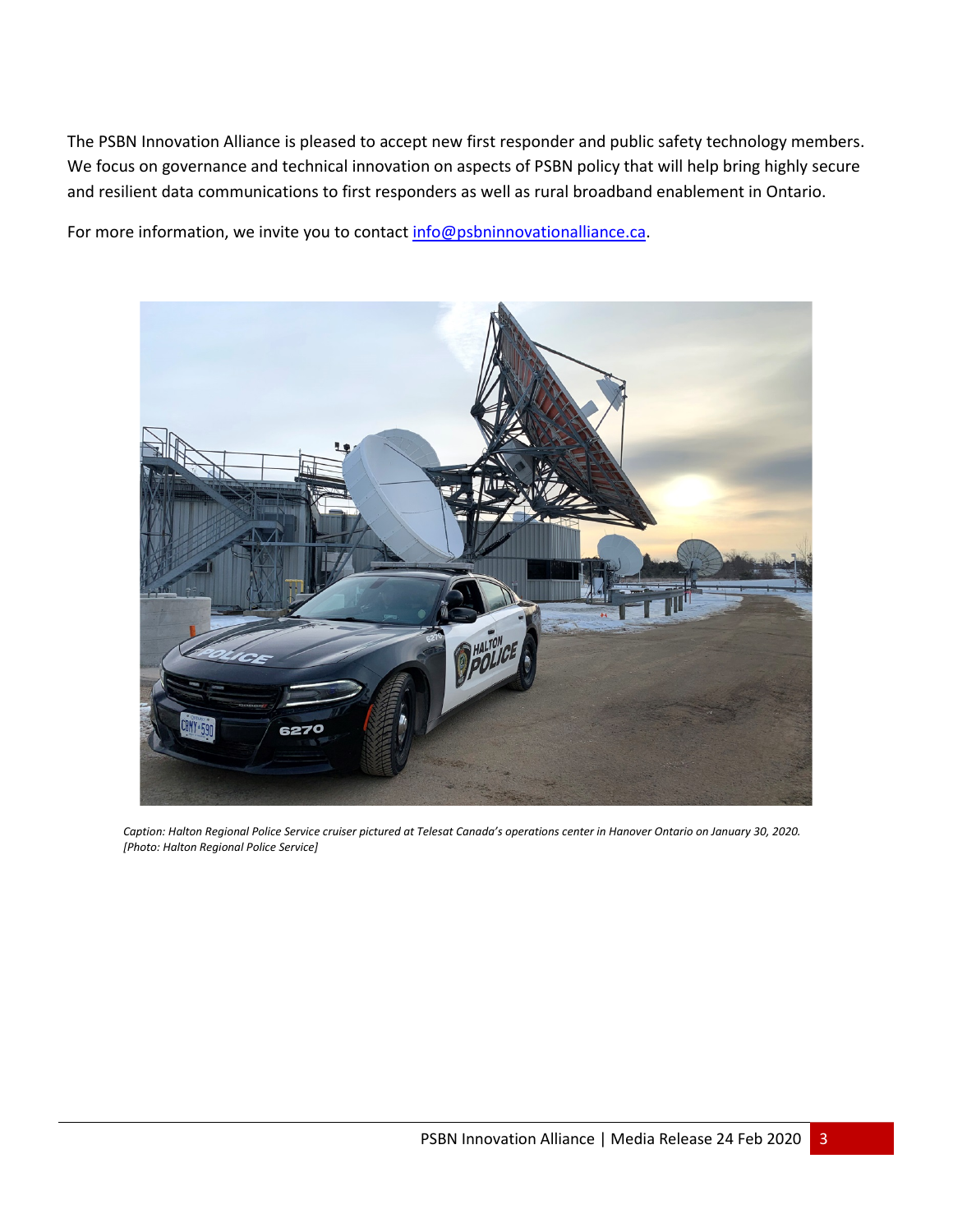The PSBN Innovation Alliance is pleased to accept new first responder and public safety technology members. We focus on governance and technical innovation on aspects of PSBN policy that will help bring highly secure and resilient data communications to first responders as well as rural broadband enablement in Ontario.

For more information, we invite you to contact info@psbninnovationalliance.ca.

*Caption: Halton Regional Police Service cruiser pictured at Telesat Canada's operations center in Hanover Ontario on January 30, 2020. [Photo: Halton Regional Police Service]*